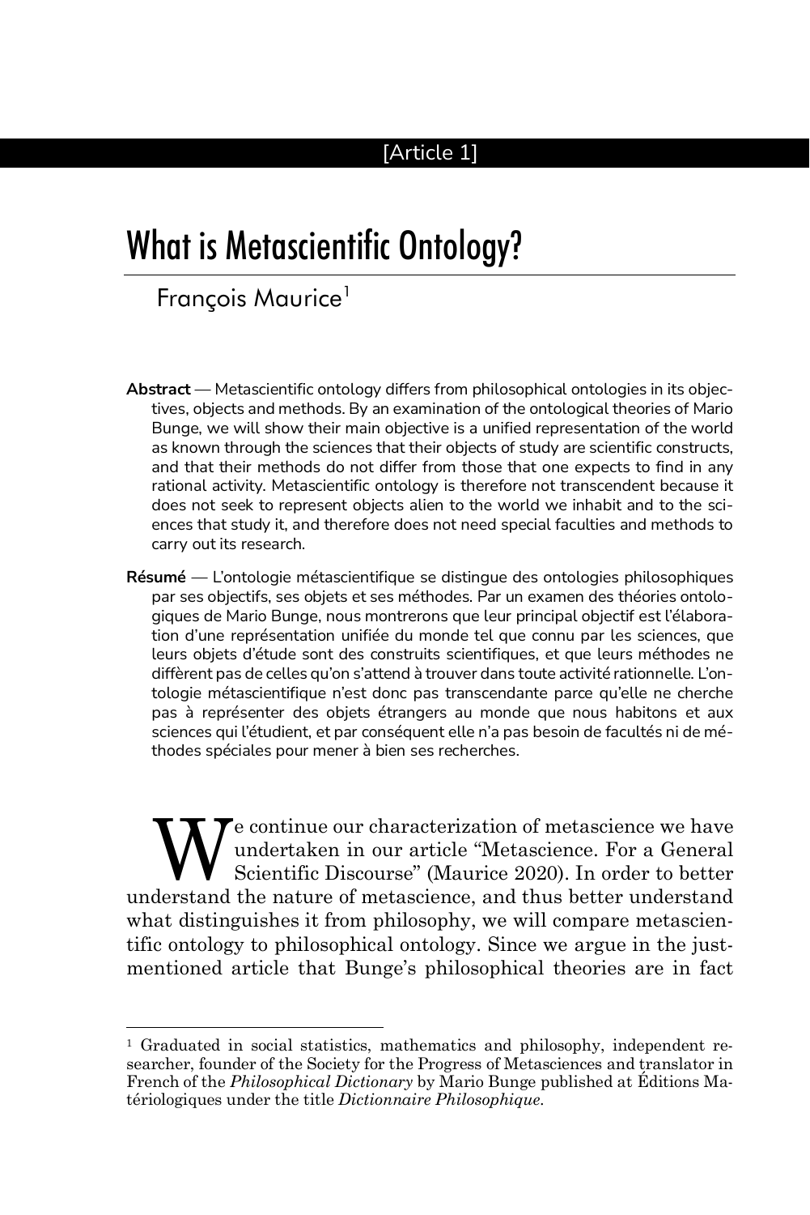[Article 1]

# What is Metascientific Ontology?

François Maurice[1]

**Abstract** — Metascientific ontology differs from philosophical ontologies in its objectives, objects and methods. By an examination of the ontological theories of Mario Bunge, we will show their main objective is a unified representation of the world as known through the sciences that their objects of study are scientific constructs, and that their methods do not differ from those that one expects to find in any rational activity. Metascientific ontology is therefore not transcendent because it does not seek to represent objects alien to the world we inhabit and to the sciences that study it, and therefore does not need special faculties and methods to carry out its research.

**Résumé** — L'ontologie métascientifique se distingue des ontologies philosophiques par ses objectifs, ses objets et ses méthodes. Par un examen des théories ontologiques de Mario Bunge, nous montrerons que leur principal objectif est l'élaboration d'une représentation unifiée du monde tel que connu par les sciences, que leurs objets d'étude sont des construits scientifiques, et que leurs méthodes ne diffèrent pas de celles qu'on s'attend à trouver dans toute activité rationnelle. L'ontologie métascientifique n'est donc pas transcendante parce qu'elle ne cherche pas à représenter des objets étrangers au monde que nous habitons et aux sciences qui l'étudient, et par conséquent elle n'a pas besoin de facultés ni de méthodes spéciales pour mener à bien ses recherches.

We continue our characterization of metascience we have undertaken in our article "Metascience. For a General Scientific Discourse" (Maurice 2020). In order to better understand the nature of metascience, and thus better understand what distinguishes it from philosophy, we will compare metascientific ontology to philosophical ontology. Since we argue in the just-mentioned article that Bunge's philosophical theories are in fact

---

[1] Graduated in social statistics, mathematics and philosophy, independent researcher, founder of the Society for the Progress of Metasciences and translator in French of the *Philosophical Dictionary* by Mario Bunge published at Éditions Matériologiques under the title *Dictionnaire Philosophique*.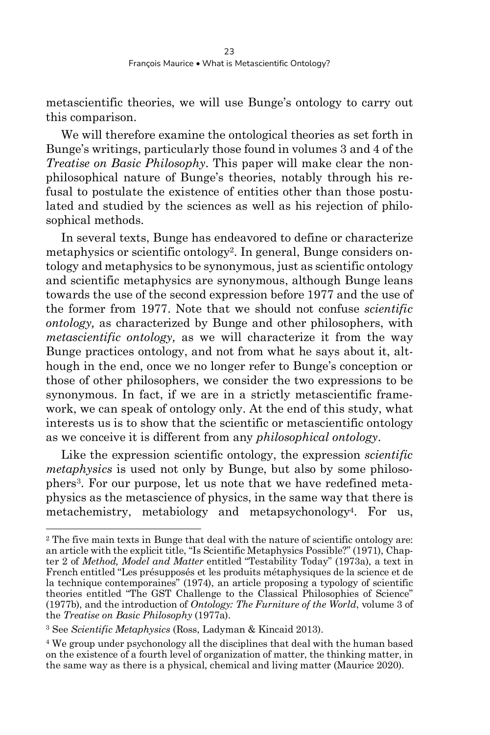metascientific theories, we will use Bunge's ontology to carry out this comparison.

We will therefore examine the ontological theories as set forth in Bunge's writings, particularly those found in volumes 3 and 4 of the *Treatise on Basic Philosophy*. This paper will make clear the non-philosophical nature of Bunge's theories, notably through his refusal to postulate the existence of entities other than those postulated and studied by the sciences as well as his rejection of philosophical methods.

In several texts, Bunge has endeavored to define or characterize metaphysics or scientific ontology[2]. In general, Bunge considers ontology and metaphysics to be synonymous, just as scientific ontology and scientific metaphysics are synonymous, although Bunge leans towards the use of the second expression before 1977 and the use of the former from 1977. Note that we should not confuse *scientific ontology,* as characterized by Bunge and other philosophers, with *metascientific ontology,* as we will characterize it from the way Bunge practices ontology, and not from what he says about it, although in the end, once we no longer refer to Bunge's conception or those of other philosophers, we consider the two expressions to be synonymous. In fact, if we are in a strictly metascientific framework, we can speak of ontology only. At the end of this study, what interests us is to show that the scientific or metascientific ontology as we conceive it is different from any *philosophical ontology*.

Like the expression scientific ontology, the expression *scientific metaphysics* is used not only by Bunge, but also by some philosophers[3]. For our purpose, let us note that we have redefined metaphysics as the metascience of physics, in the same way that there is metachemistry, metabiology and metapsychonology[4]. For us,

---

[2] The five main texts in Bunge that deal with the nature of scientific ontology are: an article with the explicit title, "Is Scientific Metaphysics Possible?" (1971), Chapter 2 of *Method, Model and Matter* entitled "Testability Today" (1973a), a text in French entitled "Les présupposés et les produits métaphysiques de la science et de la technique contemporaines" (1974), an article proposing a typology of scientific theories entitled "The GST Challenge to the Classical Philosophies of Science" (1977b), and the introduction of *Ontology: The Furniture of the World*, volume 3 of the *Treatise on Basic Philosophy* (1977a).

[3] See *Scientific Metaphysics* (Ross, Ladyman & Kincaid 2013).

[4] We group under psychonology all the disciplines that deal with the human based on the existence of a fourth level of organization of matter, the thinking matter, in the same way as there is a physical, chemical and living matter (Maurice 2020).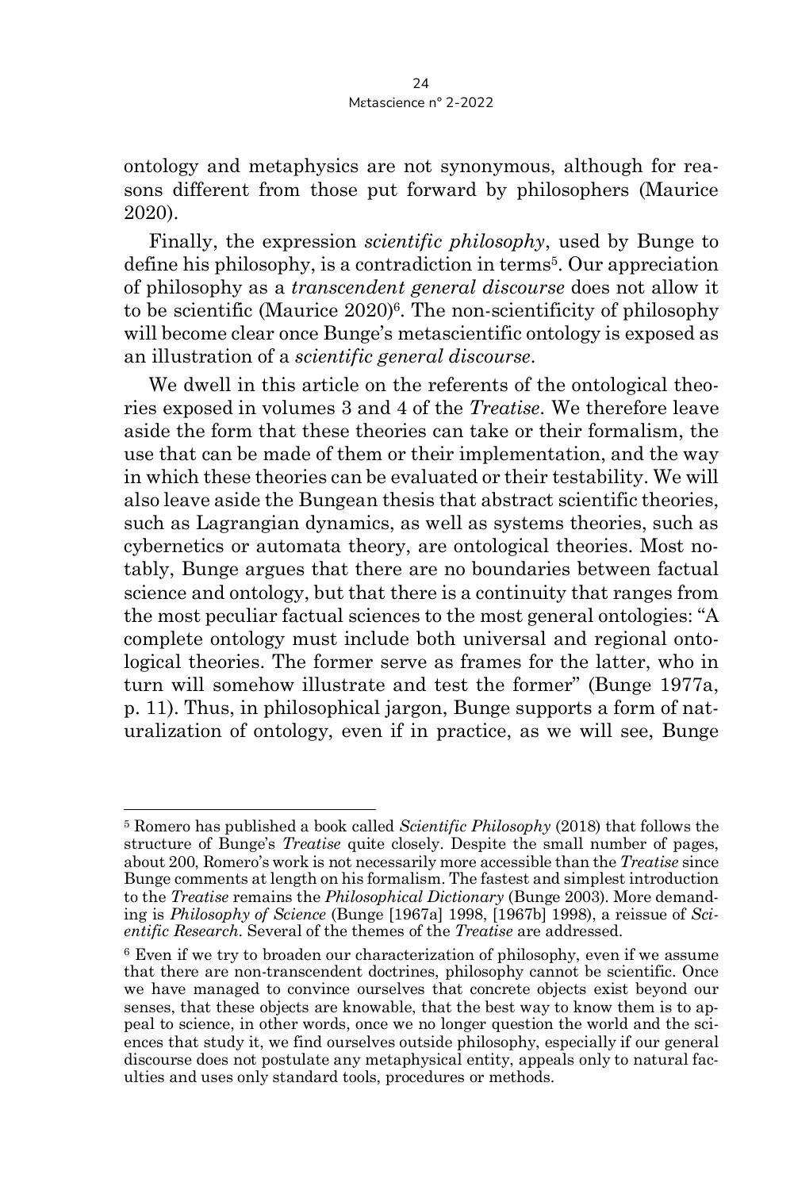ontology and metaphysics are not synonymous, although for reasons different from those put forward by philosophers (Maurice 2020).

Finally, the expression *scientific philosophy*, used by Bunge to define his philosophy, is a contradiction in terms[5]. Our appreciation of philosophy as a *transcendent general discourse* does not allow it to be scientific (Maurice 2020)[6]. The non-scientificity of philosophy will become clear once Bunge's metascientific ontology is exposed as an illustration of a *scientific general discourse*.

We dwell in this article on the referents of the ontological theories exposed in volumes 3 and 4 of the *Treatise*. We therefore leave aside the form that these theories can take or their formalism, the use that can be made of them or their implementation, and the way in which these theories can be evaluated or their testability. We will also leave aside the Bungean thesis that abstract scientific theories, such as Lagrangian dynamics, as well as systems theories, such as cybernetics or automata theory, are ontological theories. Most notably, Bunge argues that there are no boundaries between factual science and ontology, but that there is a continuity that ranges from the most peculiar factual sciences to the most general ontologies: "A complete ontology must include both universal and regional ontological theories. The former serve as frames for the latter, who in turn will somehow illustrate and test the former" (Bunge 1977a, p. 11). Thus, in philosophical jargon, Bunge supports a form of naturalization of ontology, even if in practice, as we will see, Bunge

---

[5] Romero has published a book called *Scientific Philosophy* (2018) that follows the structure of Bunge's *Treatise* quite closely. Despite the small number of pages, about 200, Romero's work is not necessarily more accessible than the *Treatise* since Bunge comments at length on his formalism. The fastest and simplest introduction to the *Treatise* remains the *Philosophical Dictionary* (Bunge 2003). More demanding is *Philosophy of Science* (Bunge [1967a] 1998, [1967b] 1998), a reissue of *Scientific Research*. Several of the themes of the *Treatise* are addressed.

[6] Even if we try to broaden our characterization of philosophy, even if we assume that there are non-transcendent doctrines, philosophy cannot be scientific. Once we have managed to convince ourselves that concrete objects exist beyond our senses, that these objects are knowable, that the best way to know them is to appeal to science, in other words, once we no longer question the world and the sciences that study it, we find ourselves outside philosophy, especially if our general discourse does not postulate any metaphysical entity, appeals only to natural faculties and uses only standard tools, procedures or methods.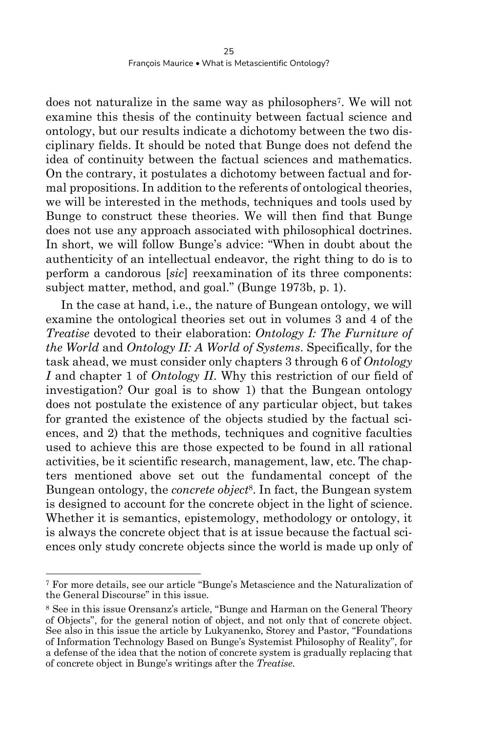does not naturalize in the same way as philosophers[7]. We will not examine this thesis of the continuity between factual science and ontology, but our results indicate a dichotomy between the two disciplinary fields. It should be noted that Bunge does not defend the idea of continuity between the factual sciences and mathematics. On the contrary, it postulates a dichotomy between factual and formal propositions. In addition to the referents of ontological theories, we will be interested in the methods, techniques and tools used by Bunge to construct these theories. We will then find that Bunge does not use any approach associated with philosophical doctrines. In short, we will follow Bunge's advice: "When in doubt about the authenticity of an intellectual endeavor, the right thing to do is to perform a candorous [*sic*] reexamination of its three components: subject matter, method, and goal." (Bunge 1973b, p. 1).

In the case at hand, i.e., the nature of Bungean ontology, we will examine the ontological theories set out in volumes 3 and 4 of the *Treatise* devoted to their elaboration: *Ontology I: The Furniture of the World* and *Ontology II: A World of Systems*. Specifically, for the task ahead, we must consider only chapters 3 through 6 of *Ontology I* and chapter 1 of *Ontology II*. Why this restriction of our field of investigation? Our goal is to show 1) that the Bungean ontology does not postulate the existence of any particular object, but takes for granted the existence of the objects studied by the factual sciences, and 2) that the methods, techniques and cognitive faculties used to achieve this are those expected to be found in all rational activities, be it scientific research, management, law, etc. The chapters mentioned above set out the fundamental concept of the Bungean ontology, the *concrete object*[8]. In fact, the Bungean system is designed to account for the concrete object in the light of science. Whether it is semantics, epistemology, methodology or ontology, it is always the concrete object that is at issue because the factual sciences only study concrete objects since the world is made up only of

---

[7] For more details, see our article "Bunge's Metascience and the Naturalization of the General Discourse" in this issue.

[8] See in this issue Orensanz's article, "Bunge and Harman on the General Theory of Objects", for the general notion of object, and not only that of concrete object. See also in this issue the article by Lukyanenko, Storey and Pastor, "Foundations of Information Technology Based on Bunge's Systemist Philosophy of Reality", for a defense of the idea that the notion of concrete system is gradually replacing that of concrete object in Bunge's writings after the *Treatise*.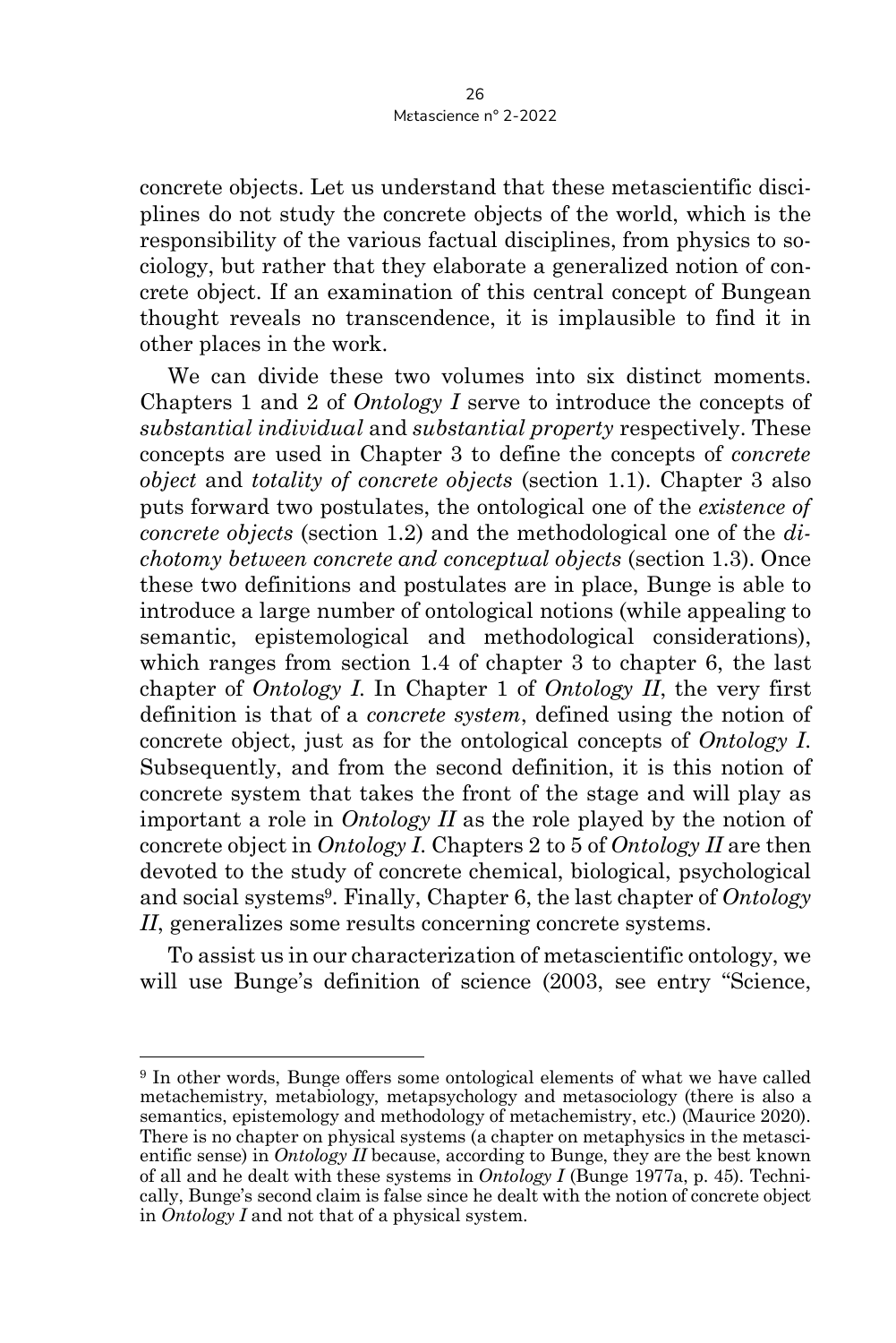concrete objects. Let us understand that these metascientific disciplines do not study the concrete objects of the world, which is the responsibility of the various factual disciplines, from physics to sociology, but rather that they elaborate a generalized notion of concrete object. If an examination of this central concept of Bungean thought reveals no transcendence, it is implausible to find it in other places in the work.

We can divide these two volumes into six distinct moments. Chapters 1 and 2 of *Ontology I* serve to introduce the concepts of *substantial individual* and *substantial property* respectively. These concepts are used in Chapter 3 to define the concepts of *concrete object* and *totality of concrete objects* (section 1.1). Chapter 3 also puts forward two postulates, the ontological one of the *existence of concrete objects* (section 1.2) and the methodological one of the *dichotomy between concrete and conceptual objects* (section 1.3). Once these two definitions and postulates are in place, Bunge is able to introduce a large number of ontological notions (while appealing to semantic, epistemological and methodological considerations), which ranges from section 1.4 of chapter 3 to chapter 6, the last chapter of *Ontology I*. In Chapter 1 of *Ontology II*, the very first definition is that of a *concrete system*, defined using the notion of concrete object, just as for the ontological concepts of *Ontology I*. Subsequently, and from the second definition, it is this notion of concrete system that takes the front of the stage and will play as important a role in *Ontology II* as the role played by the notion of concrete object in *Ontology I*. Chapters 2 to 5 of *Ontology II* are then devoted to the study of concrete chemical, biological, psychological and social systems[9]. Finally, Chapter 6, the last chapter of *Ontology II*, generalizes some results concerning concrete systems.

To assist us in our characterization of metascientific ontology, we will use Bunge's definition of science (2003, see entry "Science,

---

[9] In other words, Bunge offers some ontological elements of what we have called metachemistry, metabiology, metapsychology and metasociology (there is also a semantics, epistemology and methodology of metachemistry, etc.) (Maurice 2020). There is no chapter on physical systems (a chapter on metaphysics in the metascientific sense) in *Ontology II* because, according to Bunge, they are the best known of all and he dealt with these systems in *Ontology I* (Bunge 1977a, p. 45). Technically, Bunge's second claim is false since he dealt with the notion of concrete object in *Ontology I* and not that of a physical system.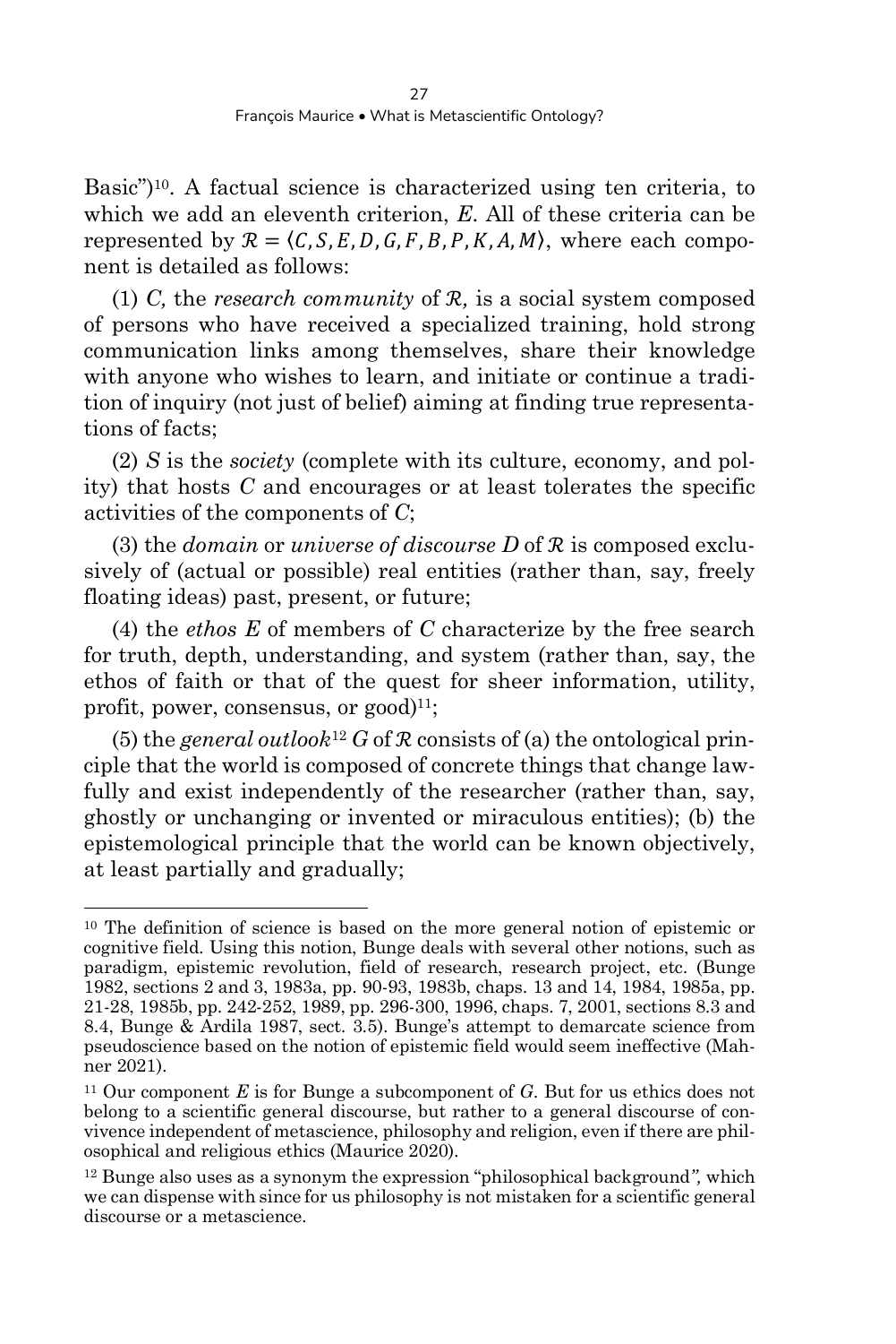Basic")[10]. A factual science is characterized using ten criteria, to which we add an eleventh criterion, $E$. All of these criteria can be represented by $\mathcal{R} = \langle C, S, E, D, G, F, B, P, K, A, M \rangle$, where each component is detailed as follows:

(1) $C$, the *research community* of $\mathcal{R}$, is a social system composed of persons who have received a specialized training, hold strong communication links among themselves, share their knowledge with anyone who wishes to learn, and initiate or continue a tradition of inquiry (not just of belief) aiming at finding true representations of facts;

(2) $S$ is the *society* (complete with its culture, economy, and polity) that hosts $C$ and encourages or at least tolerates the specific activities of the components of $C$;

(3) the *domain* or *universe of discourse* $D$ of $\mathcal{R}$ is composed exclusively of (actual or possible) real entities (rather than, say, freely floating ideas) past, present, or future;

(4) the *ethos* $E$ of members of $C$ characterize by the free search for truth, depth, understanding, and system (rather than, say, the ethos of faith or that of the quest for sheer information, utility, profit, power, consensus, or good)[11];

(5) the *general outlook*[12] $G$ of $\mathcal{R}$ consists of (a) the ontological principle that the world is composed of concrete things that change lawfully and exist independently of the researcher (rather than, say, ghostly or unchanging or invented or miraculous entities); (b) the epistemological principle that the world can be known objectively, at least partially and gradually;

---

[10] The definition of science is based on the more general notion of epistemic or cognitive field. Using this notion, Bunge deals with several other notions, such as paradigm, epistemic revolution, field of research, research project, etc. (Bunge 1982, sections 2 and 3, 1983a, pp. 90-93, 1983b, chaps. 13 and 14, 1984, 1985a, pp. 21-28, 1985b, pp. 242-252, 1989, pp. 296-300, 1996, chaps. 7, 2001, sections 8.3 and 8.4, Bunge & Ardila 1987, sect. 3.5). Bunge's attempt to demarcate science from pseudoscience based on the notion of epistemic field would seem ineffective (Mahner 2021).

[11] Our component $E$ is for Bunge a subcomponent of $G$. But for us ethics does not belong to a scientific general discourse, but rather to a general discourse of convivence independent of metascience, philosophy and religion, even if there are philosophical and religious ethics (Maurice 2020).

[12] Bunge also uses as a synonym the expression "philosophical background", which we can dispense with since for us philosophy is not mistaken for a scientific general discourse or a metascience.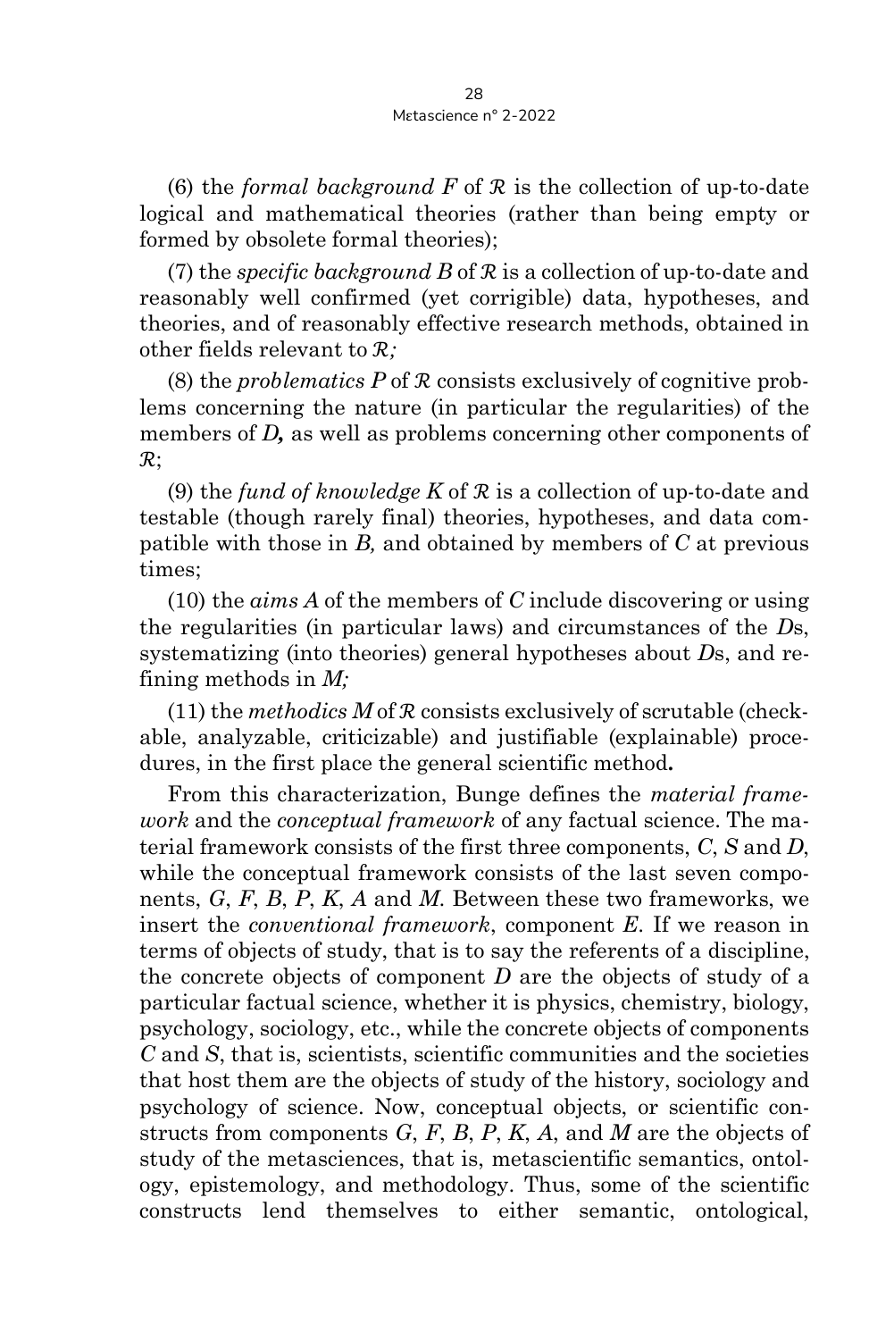(6) the *formal background* $F$ of $\mathcal{R}$ is the collection of up-to-date logical and mathematical theories (rather than being empty or formed by obsolete formal theories);

(7) the *specific background* $B$ of $\mathcal{R}$ is a collection of up-to-date and reasonably well confirmed (yet corrigible) data, hypotheses, and theories, and of reasonably effective research methods, obtained in other fields relevant to $\mathcal{R}$*;*

(8) the *problematics* $P$ of $\mathcal{R}$ consists exclusively of cognitive problems concerning the nature (in particular the regularities) of the members of $D$**,** as well as problems concerning other components of $\mathcal{R}$;

(9) the *fund of knowledge* $K$ of $\mathcal{R}$ is a collection of up-to-date and testable (though rarely final) theories, hypotheses, and data compatible with those in $B$, and obtained by members of $C$ at previous times;

(10) the *aims* $A$ of the members of $C$ include discovering or using the regularities (in particular laws) and circumstances of the $D$s, systematizing (into theories) general hypotheses about $D$s, and refining methods in $M$*;*

(11) the *methodics* $M$ of $\mathcal{R}$ consists exclusively of scrutable (checkable, analyzable, criticizable) and justifiable (explainable) procedures, in the first place the general scientific method**.**

From this characterization, Bunge defines the *material framework* and the *conceptual framework* of any factual science. The material framework consists of the first three components, $C$, $S$ and $D$, while the conceptual framework consists of the last seven components, $G$, $F$, $B$, $P$, $K$, $A$ and $M$. Between these two frameworks, we insert the *conventional framework*, component $E$. If we reason in terms of objects of study, that is to say the referents of a discipline, the concrete objects of component $D$ are the objects of study of a particular factual science, whether it is physics, chemistry, biology, psychology, sociology, etc., while the concrete objects of components $C$ and $S$, that is, scientists, scientific communities and the societies that host them are the objects of study of the history, sociology and psychology of science. Now, conceptual objects, or scientific constructs from components $G$, $F$, $B$, $P$, $K$, $A$, and $M$ are the objects of study of the metasciences, that is, metascientific semantics, ontology, epistemology, and methodology. Thus, some of the scientific constructs lend themselves to either semantic, ontological,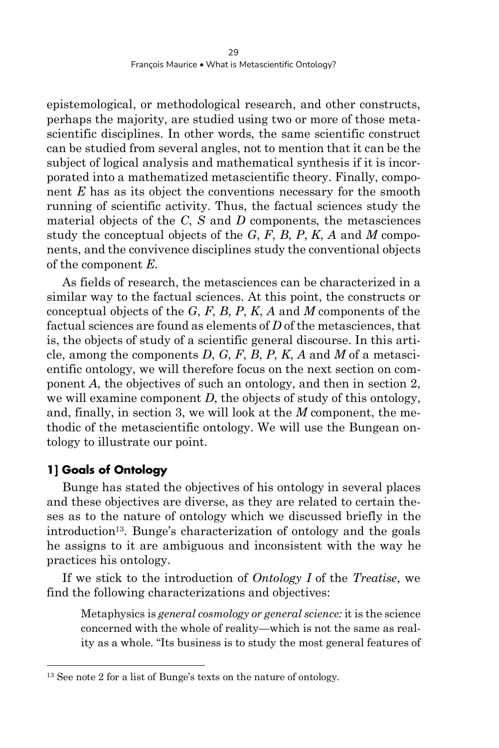epistemological, or methodological research, and other constructs, perhaps the majority, are studied using two or more of those metascientific disciplines. In other words, the same scientific construct can be studied from several angles, not to mention that it can be the subject of logical analysis and mathematical synthesis if it is incorporated into a mathematized metascientific theory. Finally, component *E* has as its object the conventions necessary for the smooth running of scientific activity. Thus, the factual sciences study the material objects of the *C*, *S* and *D* components, the metasciences study the conceptual objects of the *G*, *F*, *B*, *P*, *K*, *A* and *M* components, and the convivence disciplines study the conventional objects of the component *E*.

As fields of research, the metasciences can be characterized in a similar way to the factual sciences. At this point, the constructs or conceptual objects of the *G*, *F*, *B*, *P*, *K*, *A* and *M* components of the factual sciences are found as elements of *D* of the metasciences, that is, the objects of study of a scientific general discourse. In this article, among the components *D*, *G*, *F*, *B*, *P*, *K*, *A* and *M* of a metascientific ontology, we will therefore focus on the next section on component *A*, the objectives of such an ontology, and then in section 2, we will examine component *D*, the objects of study of this ontology, and, finally, in section 3, we will look at the *M* component, the methodic of the metascientific ontology. We will use the Bungean ontology to illustrate our point.

## 1] Goals of Ontology

Bunge has stated the objectives of his ontology in several places and these objectives are diverse, as they are related to certain theses as to the nature of ontology which we discussed briefly in the introduction[13]. Bunge's characterization of ontology and the goals he assigns to it are ambiguous and inconsistent with the way he practices his ontology.

If we stick to the introduction of *Ontology I* of the *Treatise*, we find the following characterizations and objectives:

> Metaphysics is *general cosmology or general science:* it is the science concerned with the whole of reality—which is not the same as reality as a whole. "Its business is to study the most general features of

---

[13] See note 2 for a list of Bunge's texts on the nature of ontology.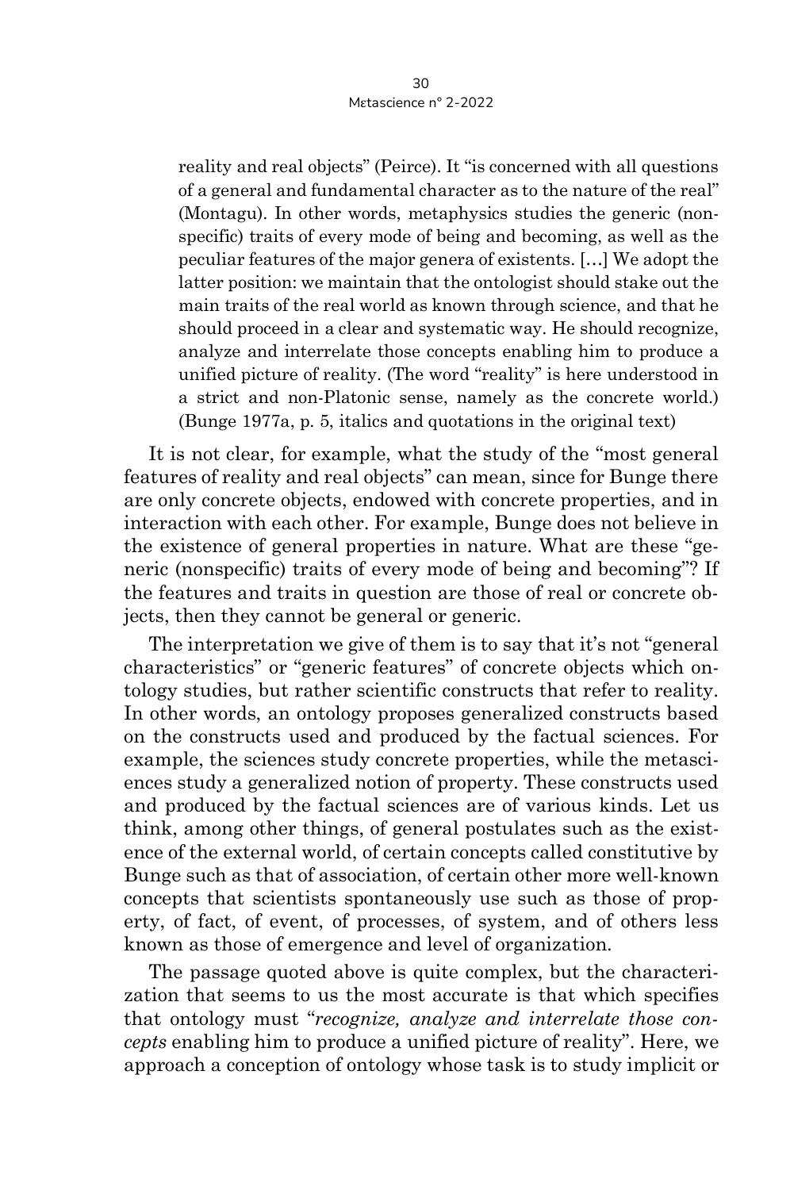> reality and real objects" (Peirce). It "is concerned with all questions of a general and fundamental character as to the nature of the real" (Montagu). In other words, metaphysics studies the generic (nonspecific) traits of every mode of being and becoming, as well as the peculiar features of the major genera of existents. […] We adopt the latter position: we maintain that the ontologist should stake out the main traits of the real world as known through science, and that he should proceed in a clear and systematic way. He should recognize, analyze and interrelate those concepts enabling him to produce a unified picture of reality. (The word "reality" is here understood in a strict and non-Platonic sense, namely as the concrete world.) (Bunge 1977a, p. 5, italics and quotations in the original text)

It is not clear, for example, what the study of the "most general features of reality and real objects" can mean, since for Bunge there are only concrete objects, endowed with concrete properties, and in interaction with each other. For example, Bunge does not believe in the existence of general properties in nature. What are these "generic (nonspecific) traits of every mode of being and becoming"? If the features and traits in question are those of real or concrete objects, then they cannot be general or generic.

The interpretation we give of them is to say that it's not "general characteristics" or "generic features" of concrete objects which ontology studies, but rather scientific constructs that refer to reality. In other words, an ontology proposes generalized constructs based on the constructs used and produced by the factual sciences. For example, the sciences study concrete properties, while the metasciences study a generalized notion of property. These constructs used and produced by the factual sciences are of various kinds. Let us think, among other things, of general postulates such as the existence of the external world, of certain concepts called constitutive by Bunge such as that of association, of certain other more well-known concepts that scientists spontaneously use such as those of property, of fact, of event, of processes, of system, and of others less known as those of emergence and level of organization.

The passage quoted above is quite complex, but the characterization that seems to us the most accurate is that which specifies that ontology must "*recognize, analyze and interrelate those concepts* enabling him to produce a unified picture of reality". Here, we approach a conception of ontology whose task is to study implicit or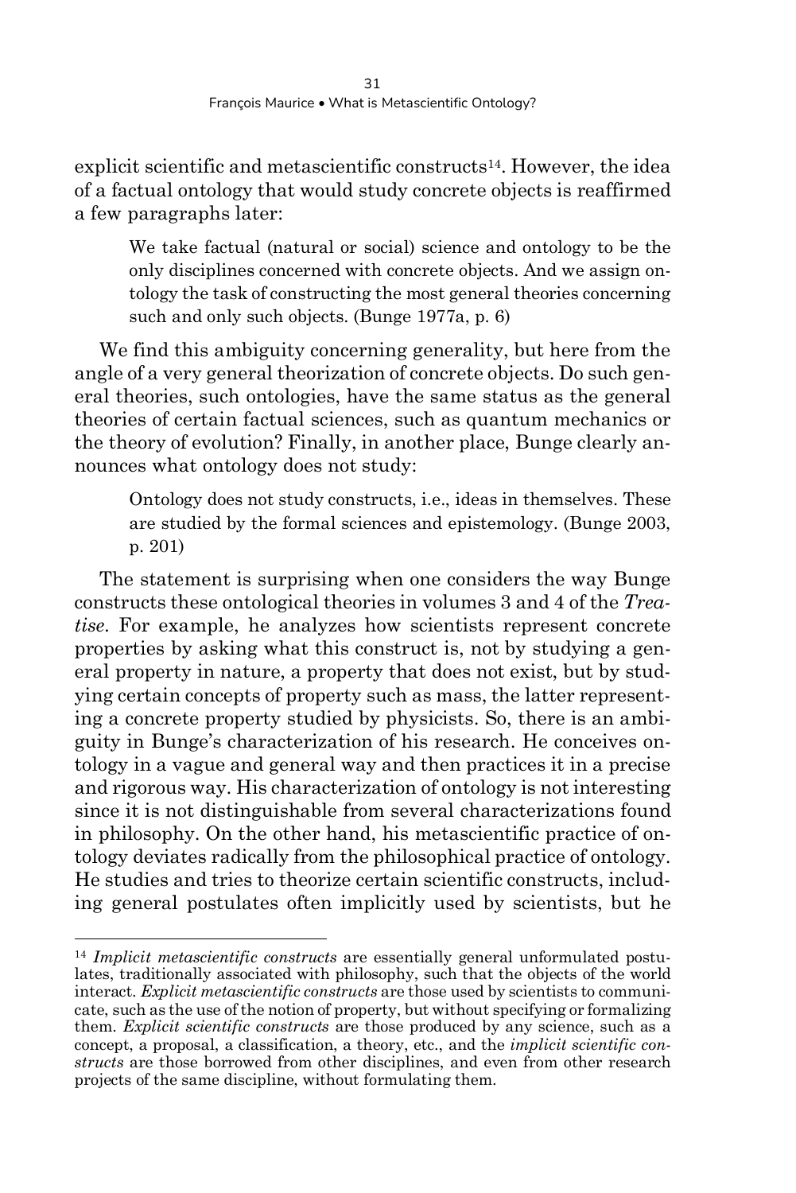explicit scientific and metascientific constructs[14]. However, the idea of a factual ontology that would study concrete objects is reaffirmed a few paragraphs later:

> We take factual (natural or social) science and ontology to be the only disciplines concerned with concrete objects. And we assign ontology the task of constructing the most general theories concerning such and only such objects. (Bunge 1977a, p. 6)

We find this ambiguity concerning generality, but here from the angle of a very general theorization of concrete objects. Do such general theories, such ontologies, have the same status as the general theories of certain factual sciences, such as quantum mechanics or the theory of evolution? Finally, in another place, Bunge clearly announces what ontology does not study:

> Ontology does not study constructs, i.e., ideas in themselves. These are studied by the formal sciences and epistemology. (Bunge 2003, p. 201)

The statement is surprising when one considers the way Bunge constructs these ontological theories in volumes 3 and 4 of the *Treatise*. For example, he analyzes how scientists represent concrete properties by asking what this construct is, not by studying a general property in nature, a property that does not exist, but by studying certain concepts of property such as mass, the latter representing a concrete property studied by physicists. So, there is an ambiguity in Bunge's characterization of his research. He conceives ontology in a vague and general way and then practices it in a precise and rigorous way. His characterization of ontology is not interesting since it is not distinguishable from several characterizations found in philosophy. On the other hand, his metascientific practice of ontology deviates radically from the philosophical practice of ontology. He studies and tries to theorize certain scientific constructs, including general postulates often implicitly used by scientists, but he

---

[14] *Implicit metascientific constructs* are essentially general unformulated postulates, traditionally associated with philosophy, such that the objects of the world interact. *Explicit metascientific constructs* are those used by scientists to communicate, such as the use of the notion of property, but without specifying or formalizing them. *Explicit scientific constructs* are those produced by any science, such as a concept, a proposal, a classification, a theory, etc., and the *implicit scientific constructs* are those borrowed from other disciplines, and even from other research projects of the same discipline, without formulating them.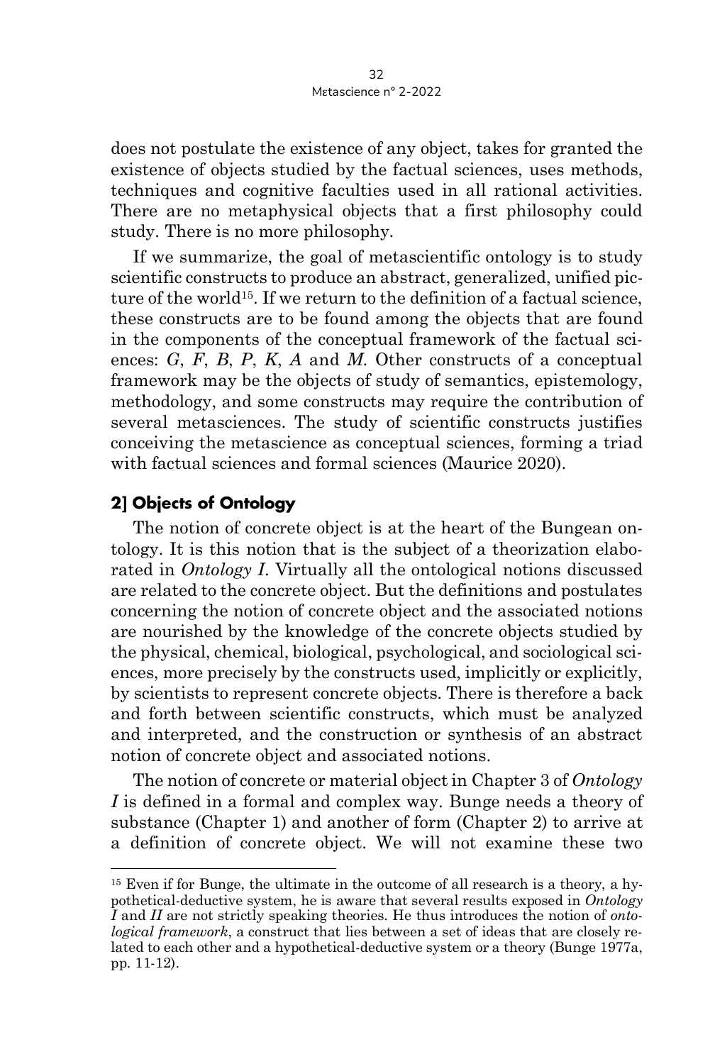does not postulate the existence of any object, takes for granted the existence of objects studied by the factual sciences, uses methods, techniques and cognitive faculties used in all rational activities. There are no metaphysical objects that a first philosophy could study. There is no more philosophy.

If we summarize, the goal of metascientific ontology is to study scientific constructs to produce an abstract, generalized, unified picture of the world[15]. If we return to the definition of a factual science, these constructs are to be found among the objects that are found in the components of the conceptual framework of the factual sciences: *G*, *F*, *B*, *P*, *K*, *A* and *M*. Other constructs of a conceptual framework may be the objects of study of semantics, epistemology, methodology, and some constructs may require the contribution of several metasciences. The study of scientific constructs justifies conceiving the metascience as conceptual sciences, forming a triad with factual sciences and formal sciences (Maurice 2020).

## 2] Objects of Ontology

The notion of concrete object is at the heart of the Bungean ontology. It is this notion that is the subject of a theorization elaborated in *Ontology I*. Virtually all the ontological notions discussed are related to the concrete object. But the definitions and postulates concerning the notion of concrete object and the associated notions are nourished by the knowledge of the concrete objects studied by the physical, chemical, biological, psychological, and sociological sciences, more precisely by the constructs used, implicitly or explicitly, by scientists to represent concrete objects. There is therefore a back and forth between scientific constructs, which must be analyzed and interpreted, and the construction or synthesis of an abstract notion of concrete object and associated notions.

The notion of concrete or material object in Chapter 3 of *Ontology I* is defined in a formal and complex way. Bunge needs a theory of substance (Chapter 1) and another of form (Chapter 2) to arrive at a definition of concrete object. We will not examine these two

[15] Even if for Bunge, the ultimate in the outcome of all research is a theory, a hypothetical-deductive system, he is aware that several results exposed in *Ontology I* and *II* are not strictly speaking theories. He thus introduces the notion of *ontological framework*, a construct that lies between a set of ideas that are closely related to each other and a hypothetical-deductive system or a theory (Bunge 1977a, pp. 11-12).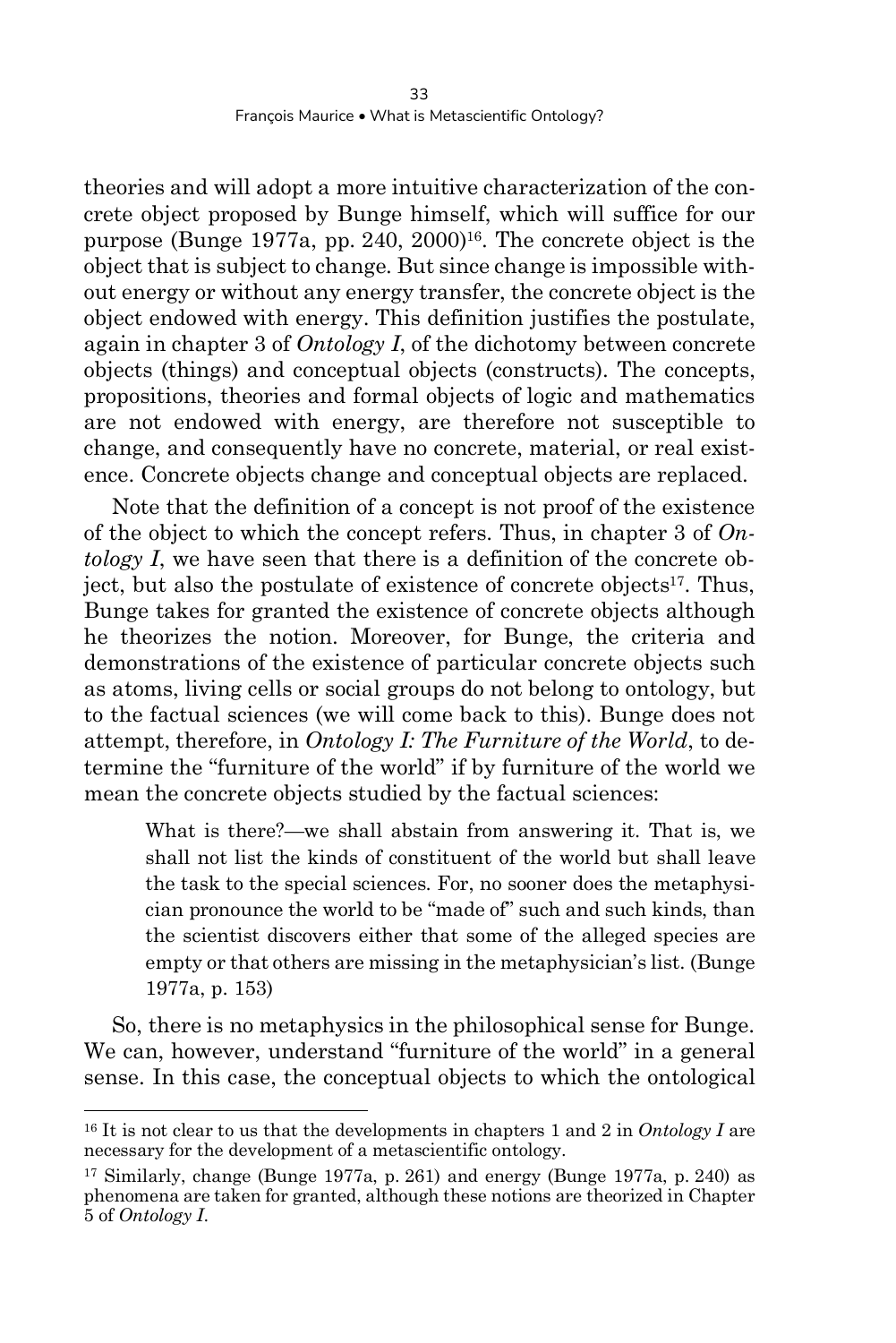theories and will adopt a more intuitive characterization of the concrete object proposed by Bunge himself, which will suffice for our purpose (Bunge 1977a, pp. 240, 2000)[16]. The concrete object is the object that is subject to change. But since change is impossible without energy or without any energy transfer, the concrete object is the object endowed with energy. This definition justifies the postulate, again in chapter 3 of *Ontology I*, of the dichotomy between concrete objects (things) and conceptual objects (constructs). The concepts, propositions, theories and formal objects of logic and mathematics are not endowed with energy, are therefore not susceptible to change, and consequently have no concrete, material, or real existence. Concrete objects change and conceptual objects are replaced.

Note that the definition of a concept is not proof of the existence of the object to which the concept refers. Thus, in chapter 3 of *Ontology I*, we have seen that there is a definition of the concrete object, but also the postulate of existence of concrete objects[17]. Thus, Bunge takes for granted the existence of concrete objects although he theorizes the notion. Moreover, for Bunge, the criteria and demonstrations of the existence of particular concrete objects such as atoms, living cells or social groups do not belong to ontology, but to the factual sciences (we will come back to this). Bunge does not attempt, therefore, in *Ontology I: The Furniture of the World*, to determine the "furniture of the world" if by furniture of the world we mean the concrete objects studied by the factual sciences:

> What is there?—we shall abstain from answering it. That is, we shall not list the kinds of constituent of the world but shall leave the task to the special sciences. For, no sooner does the metaphysician pronounce the world to be "made of" such and such kinds, than the scientist discovers either that some of the alleged species are empty or that others are missing in the metaphysician's list. (Bunge 1977a, p. 153)

So, there is no metaphysics in the philosophical sense for Bunge. We can, however, understand "furniture of the world" in a general sense. In this case, the conceptual objects to which the ontological

---

[16] It is not clear to us that the developments in chapters 1 and 2 in *Ontology I* are necessary for the development of a metascientific ontology.

[17] Similarly, change (Bunge 1977a, p. 261) and energy (Bunge 1977a, p. 240) as phenomena are taken for granted, although these notions are theorized in Chapter 5 of *Ontology I*.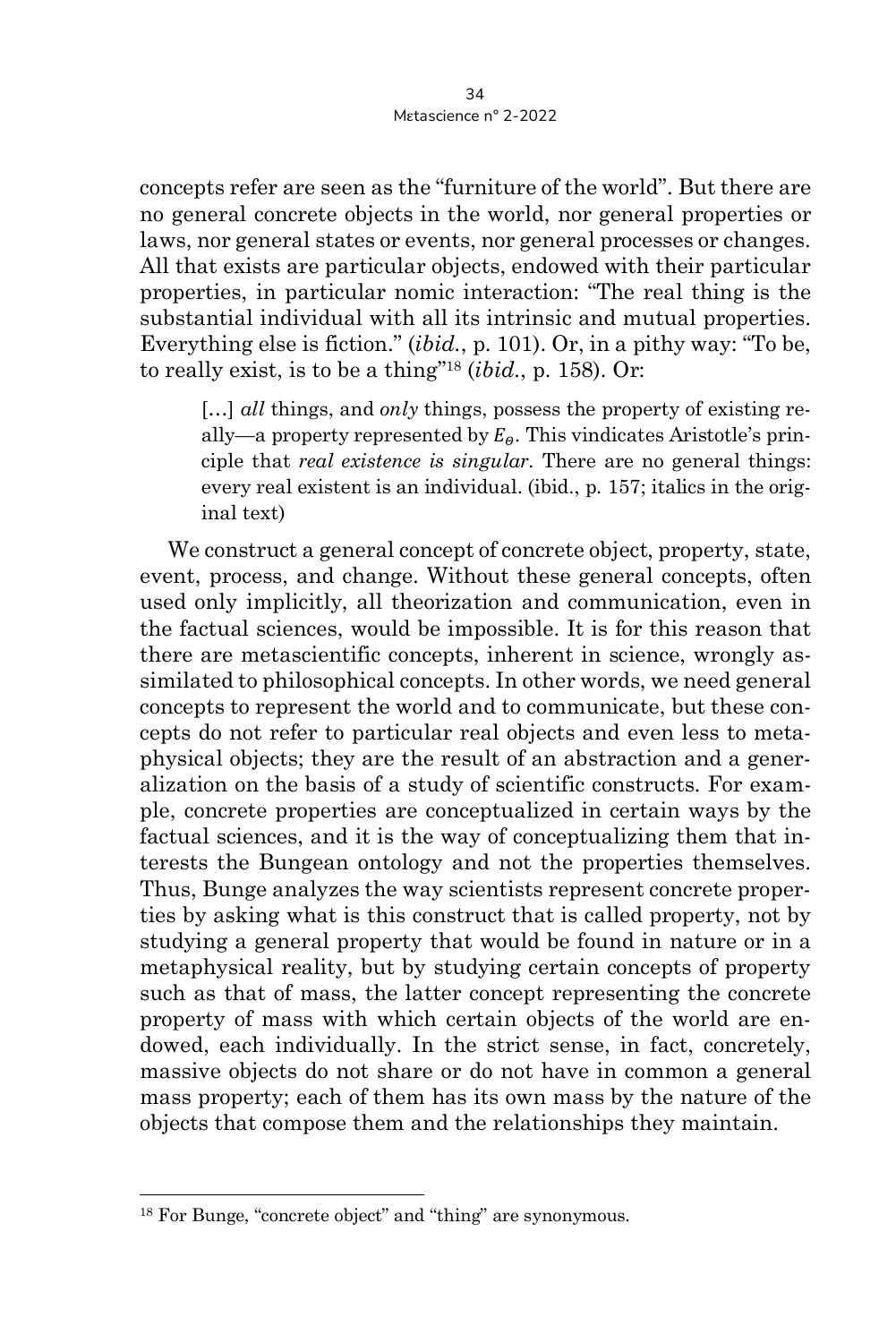concepts refer are seen as the "furniture of the world". But there are no general concrete objects in the world, nor general properties or laws, nor general states or events, nor general processes or changes. All that exists are particular objects, endowed with their particular properties, in particular nomic interaction: "The real thing is the substantial individual with all its intrinsic and mutual properties. Everything else is fiction." (*ibid.*, p. 101). Or, in a pithy way: "To be, to really exist, is to be a thing"[18] (*ibid.*, p. 158). Or:

> […] *all* things, and *only* things, possess the property of existing really—a property represented by $E_{\Theta}$. This vindicates Aristotle's principle that *real existence is singular*. There are no general things: every real existent is an individual. (ibid., p. 157; italics in the original text)

We construct a general concept of concrete object, property, state, event, process, and change. Without these general concepts, often used only implicitly, all theorization and communication, even in the factual sciences, would be impossible. It is for this reason that there are metascientific concepts, inherent in science, wrongly assimilated to philosophical concepts. In other words, we need general concepts to represent the world and to communicate, but these concepts do not refer to particular real objects and even less to metaphysical objects; they are the result of an abstraction and a generalization on the basis of a study of scientific constructs. For example, concrete properties are conceptualized in certain ways by the factual sciences, and it is the way of conceptualizing them that interests the Bungean ontology and not the properties themselves. Thus, Bunge analyzes the way scientists represent concrete properties by asking what is this construct that is called property, not by studying a general property that would be found in nature or in a metaphysical reality, but by studying certain concepts of property such as that of mass, the latter concept representing the concrete property of mass with which certain objects of the world are endowed, each individually. In the strict sense, in fact, concretely, massive objects do not share or do not have in common a general mass property; each of them has its own mass by the nature of the objects that compose them and the relationships they maintain.

---

[18] For Bunge, "concrete object" and "thing" are synonymous.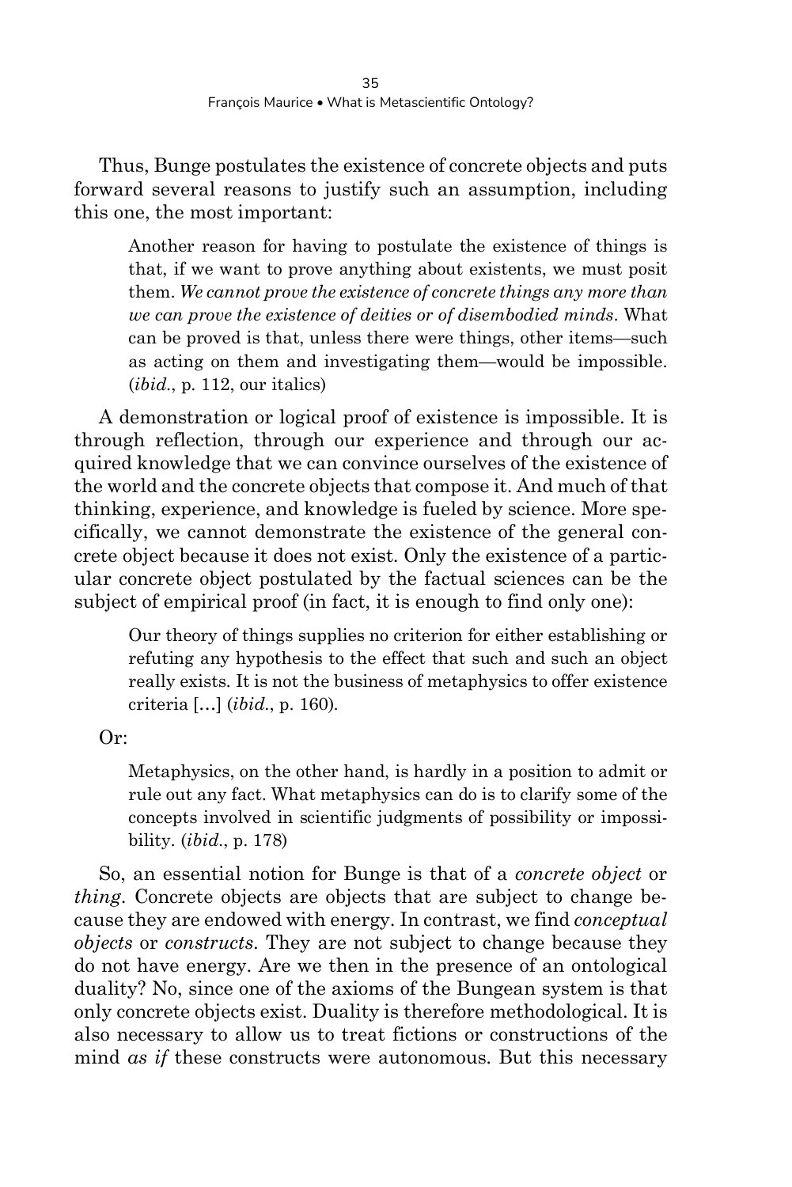Thus, Bunge postulates the existence of concrete objects and puts forward several reasons to justify such an assumption, including this one, the most important:

> Another reason for having to postulate the existence of things is that, if we want to prove anything about existents, we must posit them. *We cannot prove the existence of concrete things any more than we can prove the existence of deities or of disembodied minds*. What can be proved is that, unless there were things, other items—such as acting on them and investigating them—would be impossible. (*ibid.*, p. 112, our italics)

A demonstration or logical proof of existence is impossible. It is through reflection, through our experience and through our acquired knowledge that we can convince ourselves of the existence of the world and the concrete objects that compose it. And much of that thinking, experience, and knowledge is fueled by science. More specifically, we cannot demonstrate the existence of the general concrete object because it does not exist. Only the existence of a particular concrete object postulated by the factual sciences can be the subject of empirical proof (in fact, it is enough to find only one):

> Our theory of things supplies no criterion for either establishing or refuting any hypothesis to the effect that such and such an object really exists. It is not the business of metaphysics to offer existence criteria [...] (*ibid.*, p. 160).

Or:

> Metaphysics, on the other hand, is hardly in a position to admit or rule out any fact. What metaphysics can do is to clarify some of the concepts involved in scientific judgments of possibility or impossibility. (*ibid.*, p. 178)

So, an essential notion for Bunge is that of a *concrete object* or *thing*. Concrete objects are objects that are subject to change because they are endowed with energy. In contrast, we find *conceptual objects* or *constructs*. They are not subject to change because they do not have energy. Are we then in the presence of an ontological duality? No, since one of the axioms of the Bungean system is that only concrete objects exist. Duality is therefore methodological. It is also necessary to allow us to treat fictions or constructions of the mind *as if* these constructs were autonomous. But this necessary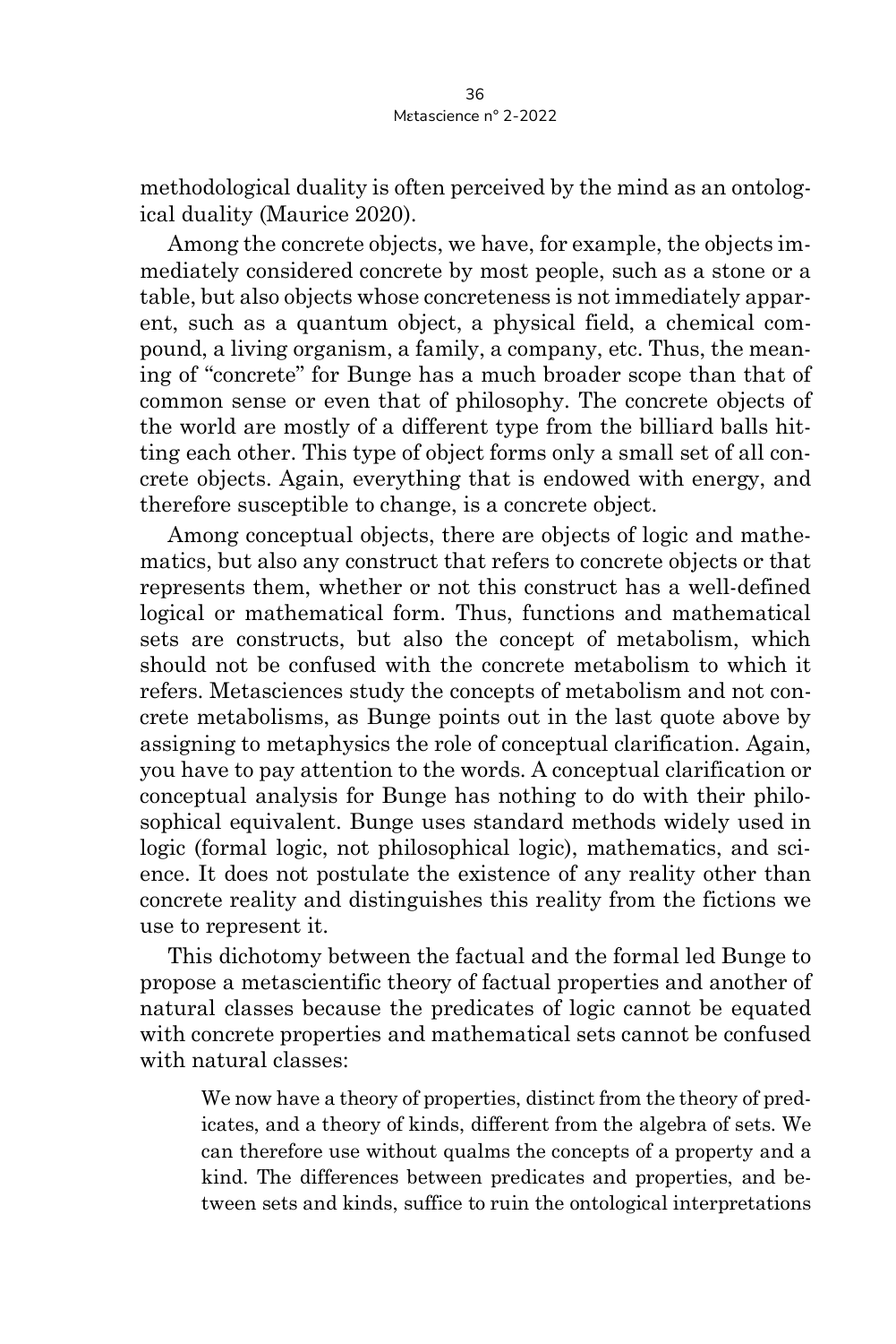methodological duality is often perceived by the mind as an ontological duality (Maurice 2020).

Among the concrete objects, we have, for example, the objects immediately considered concrete by most people, such as a stone or a table, but also objects whose concreteness is not immediately apparent, such as a quantum object, a physical field, a chemical compound, a living organism, a family, a company, etc. Thus, the meaning of "concrete" for Bunge has a much broader scope than that of common sense or even that of philosophy. The concrete objects of the world are mostly of a different type from the billiard balls hitting each other. This type of object forms only a small set of all concrete objects. Again, everything that is endowed with energy, and therefore susceptible to change, is a concrete object.

Among conceptual objects, there are objects of logic and mathematics, but also any construct that refers to concrete objects or that represents them, whether or not this construct has a well-defined logical or mathematical form. Thus, functions and mathematical sets are constructs, but also the concept of metabolism, which should not be confused with the concrete metabolism to which it refers. Metasciences study the concepts of metabolism and not concrete metabolisms, as Bunge points out in the last quote above by assigning to metaphysics the role of conceptual clarification. Again, you have to pay attention to the words. A conceptual clarification or conceptual analysis for Bunge has nothing to do with their philosophical equivalent. Bunge uses standard methods widely used in logic (formal logic, not philosophical logic), mathematics, and science. It does not postulate the existence of any reality other than concrete reality and distinguishes this reality from the fictions we use to represent it.

This dichotomy between the factual and the formal led Bunge to propose a metascientific theory of factual properties and another of natural classes because the predicates of logic cannot be equated with concrete properties and mathematical sets cannot be confused with natural classes:

> We now have a theory of properties, distinct from the theory of predicates, and a theory of kinds, different from the algebra of sets. We can therefore use without qualms the concepts of a property and a kind. The differences between predicates and properties, and between sets and kinds, suffice to ruin the ontological interpretations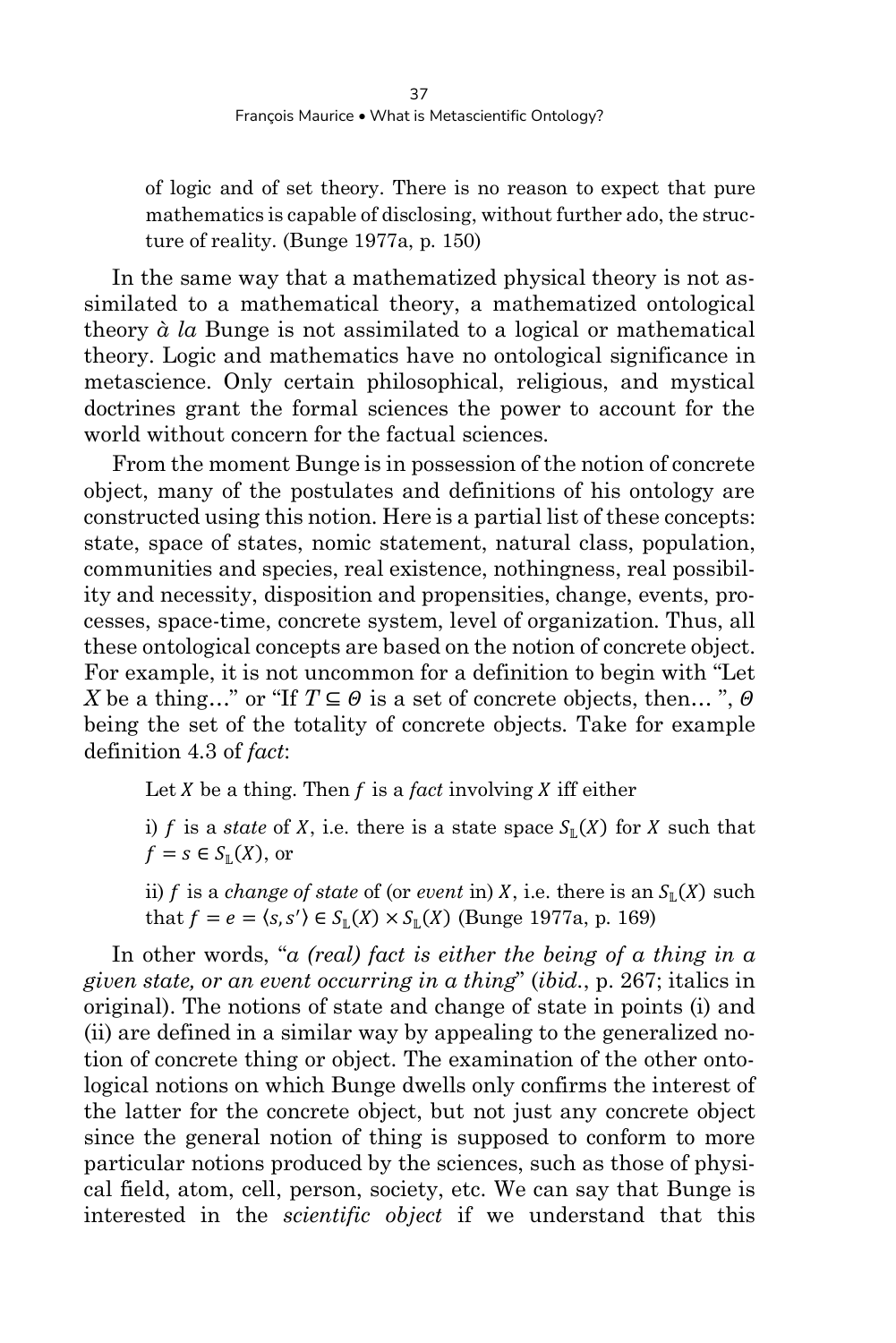of logic and of set theory. There is no reason to expect that pure mathematics is capable of disclosing, without further ado, the structure of reality. (Bunge 1977a, p. 150)

In the same way that a mathematized physical theory is not assimilated to a mathematical theory, a mathematized ontological theory *à la* Bunge is not assimilated to a logical or mathematical theory. Logic and mathematics have no ontological significance in metascience. Only certain philosophical, religious, and mystical doctrines grant the formal sciences the power to account for the world without concern for the factual sciences.

From the moment Bunge is in possession of the notion of concrete object, many of the postulates and definitions of his ontology are constructed using this notion. Here is a partial list of these concepts: state, space of states, nomic statement, natural class, population, communities and species, real existence, nothingness, real possibility and necessity, disposition and propensities, change, events, processes, space-time, concrete system, level of organization. Thus, all these ontological concepts are based on the notion of concrete object. For example, it is not uncommon for a definition to begin with "Let $X$ be a thing…" or "If $T \subseteq \Theta$ is a set of concrete objects, then… ", $\Theta$ being the set of the totality of concrete objects. Take for example definition 4.3 of *fact*:

> Let $X$ be a thing. Then $f$ is a *fact* involving $X$ iff either
>
> i) $f$ is a *state* of $X$, i.e. there is a state space $S_{\mathbb{L}}(X)$ for $X$ such that $f = s \in S_{\mathbb{L}}(X)$, or
>
> ii) $f$ is a *change of state* of (or *event* in) $X$, i.e. there is an $S_{\mathbb{L}}(X)$ such that $f = e = \langle s, s' \rangle \in S_{\mathbb{L}}(X) \times S_{\mathbb{L}}(X)$ (Bunge 1977a, p. 169)

In other words, "*a (real) fact is either the being of a thing in a given state, or an event occurring in a thing*" (*ibid.*, p. 267; italics in original). The notions of state and change of state in points (i) and (ii) are defined in a similar way by appealing to the generalized notion of concrete thing or object. The examination of the other ontological notions on which Bunge dwells only confirms the interest of the latter for the concrete object, but not just any concrete object since the general notion of thing is supposed to conform to more particular notions produced by the sciences, such as those of physical field, atom, cell, person, society, etc. We can say that Bunge is interested in the *scientific object* if we understand that this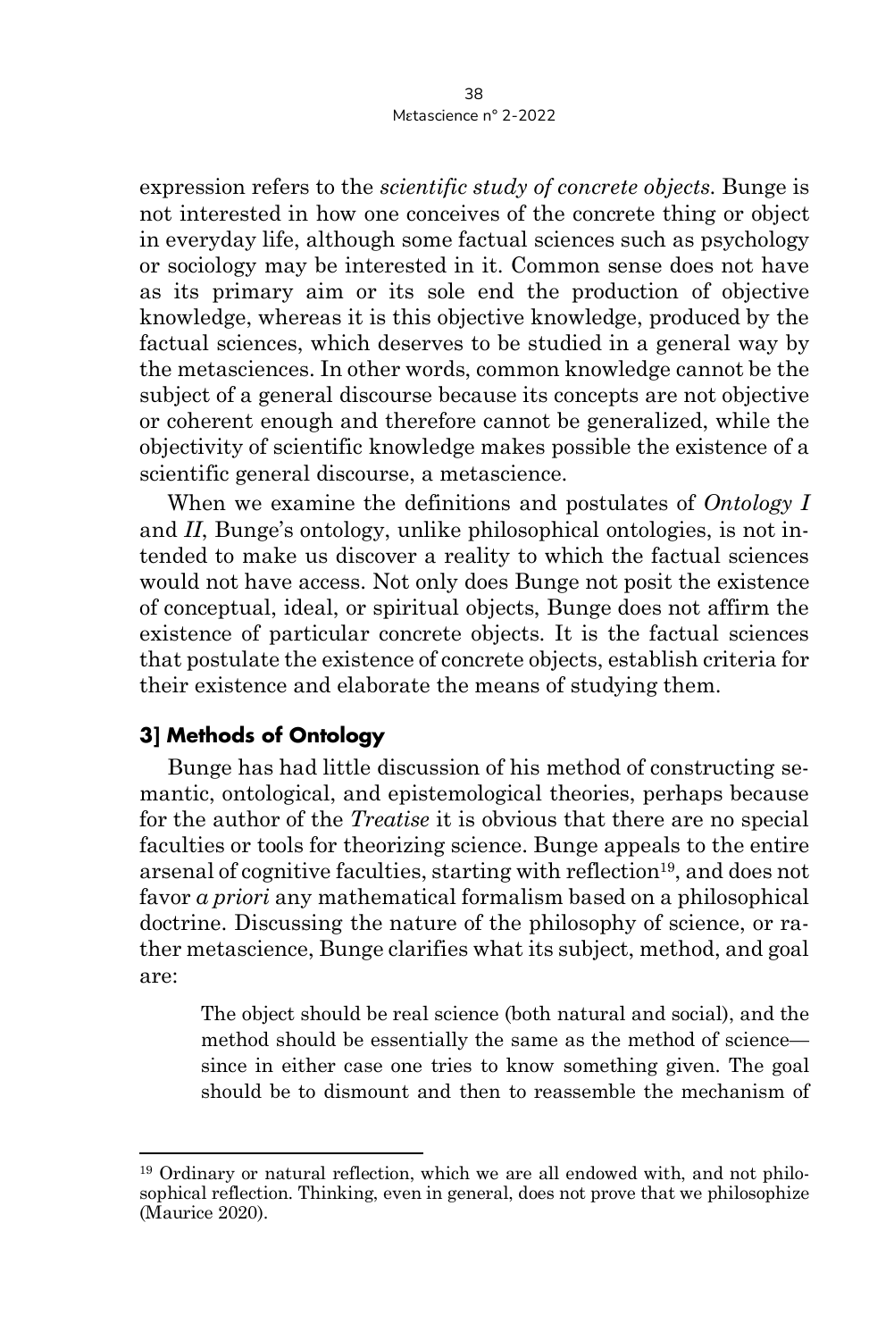expression refers to the *scientific study of concrete objects*. Bunge is not interested in how one conceives of the concrete thing or object in everyday life, although some factual sciences such as psychology or sociology may be interested in it. Common sense does not have as its primary aim or its sole end the production of objective knowledge, whereas it is this objective knowledge, produced by the factual sciences, which deserves to be studied in a general way by the metasciences. In other words, common knowledge cannot be the subject of a general discourse because its concepts are not objective or coherent enough and therefore cannot be generalized, while the objectivity of scientific knowledge makes possible the existence of a scientific general discourse, a metascience.

When we examine the definitions and postulates of *Ontology I* and *II*, Bunge's ontology, unlike philosophical ontologies, is not intended to make us discover a reality to which the factual sciences would not have access. Not only does Bunge not posit the existence of conceptual, ideal, or spiritual objects, Bunge does not affirm the existence of particular concrete objects. It is the factual sciences that postulate the existence of concrete objects, establish criteria for their existence and elaborate the means of studying them.

### 3] Methods of Ontology

Bunge has had little discussion of his method of constructing semantic, ontological, and epistemological theories, perhaps because for the author of the *Treatise* it is obvious that there are no special faculties or tools for theorizing science. Bunge appeals to the entire arsenal of cognitive faculties, starting with reflection[19], and does not favor *a priori* any mathematical formalism based on a philosophical doctrine. Discussing the nature of the philosophy of science, or rather metascience, Bunge clarifies what its subject, method, and goal are:

> The object should be real science (both natural and social), and the method should be essentially the same as the method of science—since in either case one tries to know something given. The goal should be to dismount and then to reassemble the mechanism of

[19] Ordinary or natural reflection, which we are all endowed with, and not philosophical reflection. Thinking, even in general, does not prove that we philosophize (Maurice 2020).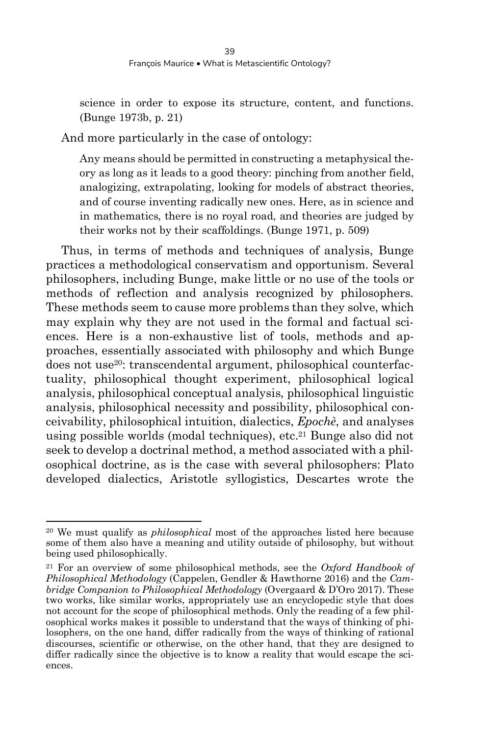science in order to expose its structure, content, and functions. (Bunge 1973b, p. 21)

And more particularly in the case of ontology:

> Any means should be permitted in constructing a metaphysical theory as long as it leads to a good theory: pinching from another field, analogizing, extrapolating, looking for models of abstract theories, and of course inventing radically new ones. Here, as in science and in mathematics, there is no royal road, and theories are judged by their works not by their scaffoldings. (Bunge 1971, p. 509)

Thus, in terms of methods and techniques of analysis, Bunge practices a methodological conservatism and opportunism. Several philosophers, including Bunge, make little or no use of the tools or methods of reflection and analysis recognized by philosophers. These methods seem to cause more problems than they solve, which may explain why they are not used in the formal and factual sciences. Here is a non-exhaustive list of tools, methods and approaches, essentially associated with philosophy and which Bunge does not use[20]: transcendental argument, philosophical counterfactuality, philosophical thought experiment, philosophical logical analysis, philosophical conceptual analysis, philosophical linguistic analysis, philosophical necessity and possibility, philosophical conceivability, philosophical intuition, dialectics, *Epochè*, and analyses using possible worlds (modal techniques), etc.[21] Bunge also did not seek to develop a doctrinal method, a method associated with a philosophical doctrine, as is the case with several philosophers: Plato developed dialectics, Aristotle syllogistics, Descartes wrote the

---

[20] We must qualify as *philosophical* most of the approaches listed here because some of them also have a meaning and utility outside of philosophy, but without being used philosophically.

[21] For an overview of some philosophical methods, see the *Oxford Handbook of Philosophical Methodology* (Cappelen, Gendler & Hawthorne 2016) and the *Cambridge Companion to Philosophical Methodology* (Overgaard & D'Oro 2017). These two works, like similar works, appropriately use an encyclopedic style that does not account for the scope of philosophical methods. Only the reading of a few philosophical works makes it possible to understand that the ways of thinking of philosophers, on the one hand, differ radically from the ways of thinking of rational discourses, scientific or otherwise, on the other hand, that they are designed to differ radically since the objective is to know a reality that would escape the sciences.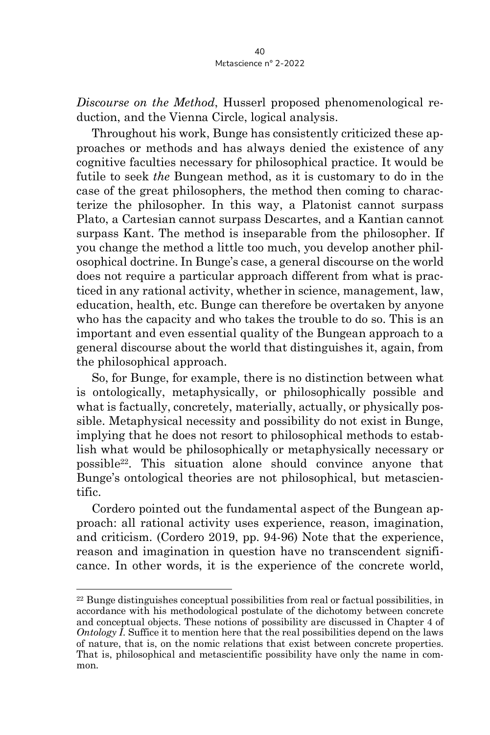*Discourse on the Method*, Husserl proposed phenomenological reduction, and the Vienna Circle, logical analysis.

Throughout his work, Bunge has consistently criticized these approaches or methods and has always denied the existence of any cognitive faculties necessary for philosophical practice. It would be futile to seek *the* Bungean method, as it is customary to do in the case of the great philosophers, the method then coming to characterize the philosopher. In this way, a Platonist cannot surpass Plato, a Cartesian cannot surpass Descartes, and a Kantian cannot surpass Kant. The method is inseparable from the philosopher. If you change the method a little too much, you develop another philosophical doctrine. In Bunge's case, a general discourse on the world does not require a particular approach different from what is practiced in any rational activity, whether in science, management, law, education, health, etc. Bunge can therefore be overtaken by anyone who has the capacity and who takes the trouble to do so. This is an important and even essential quality of the Bungean approach to a general discourse about the world that distinguishes it, again, from the philosophical approach.

So, for Bunge, for example, there is no distinction between what is ontologically, metaphysically, or philosophically possible and what is factually, concretely, materially, actually, or physically possible. Metaphysical necessity and possibility do not exist in Bunge, implying that he does not resort to philosophical methods to establish what would be philosophically or metaphysically necessary or possible[22]. This situation alone should convince anyone that Bunge's ontological theories are not philosophical, but metascientific.

Cordero pointed out the fundamental aspect of the Bungean approach: all rational activity uses experience, reason, imagination, and criticism. (Cordero 2019, pp. 94-96) Note that the experience, reason and imagination in question have no transcendent significance. In other words, it is the experience of the concrete world,

[22] Bunge distinguishes conceptual possibilities from real or factual possibilities, in accordance with his methodological postulate of the dichotomy between concrete and conceptual objects. These notions of possibility are discussed in Chapter 4 of *Ontology I*. Suffice it to mention here that the real possibilities depend on the laws of nature, that is, on the nomic relations that exist between concrete properties. That is, philosophical and metascientific possibility have only the name in common.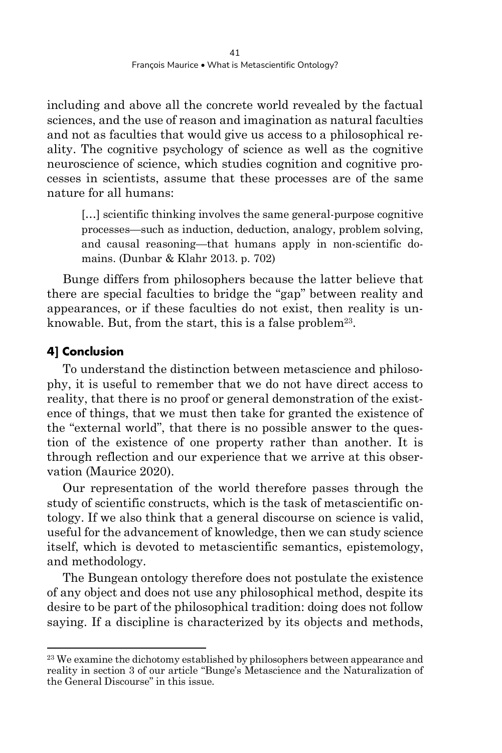including and above all the concrete world revealed by the factual sciences, and the use of reason and imagination as natural faculties and not as faculties that would give us access to a philosophical reality. The cognitive psychology of science as well as the cognitive neuroscience of science, which studies cognition and cognitive processes in scientists, assume that these processes are of the same nature for all humans:

> […] scientific thinking involves the same general-purpose cognitive processes—such as induction, deduction, analogy, problem solving, and causal reasoning—that humans apply in non-scientific domains. (Dunbar & Klahr 2013. p. 702)

Bunge differs from philosophers because the latter believe that there are special faculties to bridge the "gap" between reality and appearances, or if these faculties do not exist, then reality is unknowable. But, from the start, this is a false problem[23].

## 4] Conclusion

To understand the distinction between metascience and philosophy, it is useful to remember that we do not have direct access to reality, that there is no proof or general demonstration of the existence of things, that we must then take for granted the existence of the "external world", that there is no possible answer to the question of the existence of one property rather than another. It is through reflection and our experience that we arrive at this observation (Maurice 2020).

Our representation of the world therefore passes through the study of scientific constructs, which is the task of metascientific ontology. If we also think that a general discourse on science is valid, useful for the advancement of knowledge, then we can study science itself, which is devoted to metascientific semantics, epistemology, and methodology.

The Bungean ontology therefore does not postulate the existence of any object and does not use any philosophical method, despite its desire to be part of the philosophical tradition: doing does not follow saying. If a discipline is characterized by its objects and methods,

---

[23] We examine the dichotomy established by philosophers between appearance and reality in section 3 of our article "Bunge's Metascience and the Naturalization of the General Discourse" in this issue.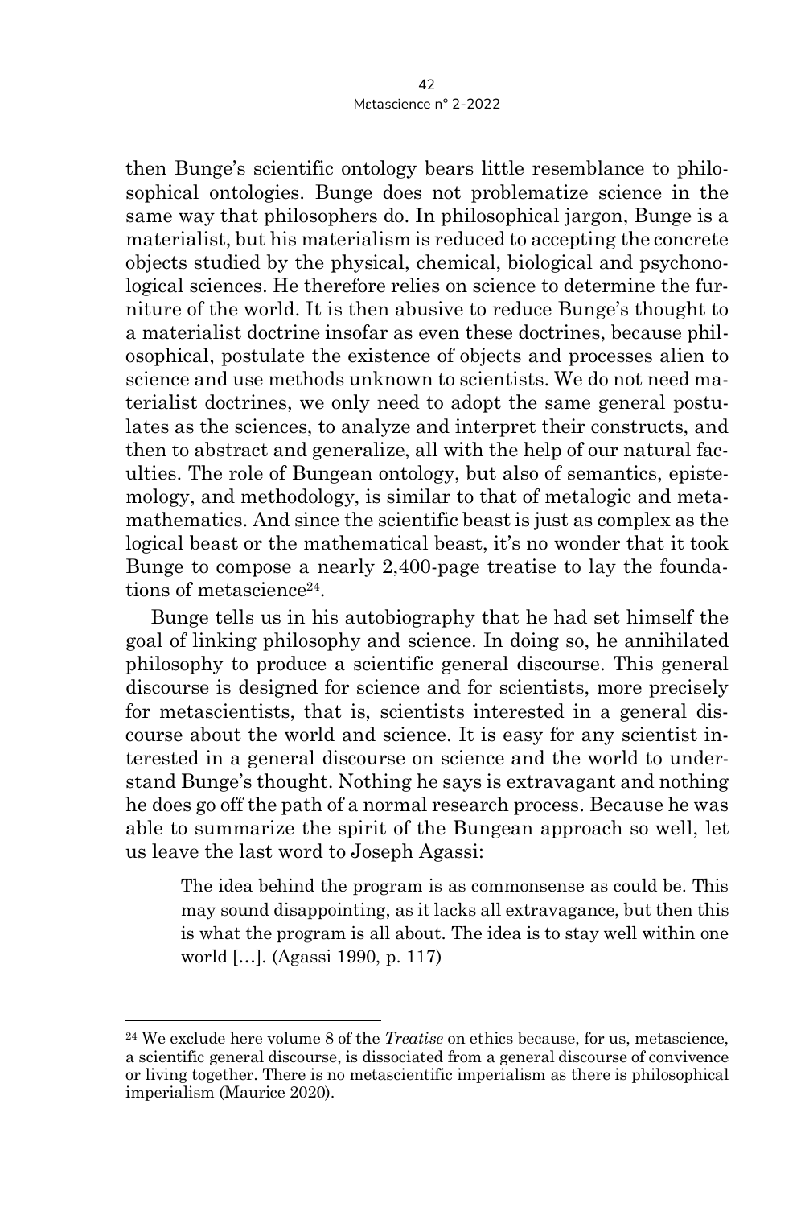then Bunge's scientific ontology bears little resemblance to philosophical ontologies. Bunge does not problematize science in the same way that philosophers do. In philosophical jargon, Bunge is a materialist, but his materialism is reduced to accepting the concrete objects studied by the physical, chemical, biological and psychonological sciences. He therefore relies on science to determine the furniture of the world. It is then abusive to reduce Bunge's thought to a materialist doctrine insofar as even these doctrines, because philosophical, postulate the existence of objects and processes alien to science and use methods unknown to scientists. We do not need materialist doctrines, we only need to adopt the same general postulates as the sciences, to analyze and interpret their constructs, and then to abstract and generalize, all with the help of our natural faculties. The role of Bungean ontology, but also of semantics, epistemology, and methodology, is similar to that of metalogic and metamathematics. And since the scientific beast is just as complex as the logical beast or the mathematical beast, it's no wonder that it took Bunge to compose a nearly 2,400-page treatise to lay the foundations of metascience[24].

Bunge tells us in his autobiography that he had set himself the goal of linking philosophy and science. In doing so, he annihilated philosophy to produce a scientific general discourse. This general discourse is designed for science and for scientists, more precisely for metascientists, that is, scientists interested in a general discourse about the world and science. It is easy for any scientist interested in a general discourse on science and the world to understand Bunge's thought. Nothing he says is extravagant and nothing he does go off the path of a normal research process. Because he was able to summarize the spirit of the Bungean approach so well, let us leave the last word to Joseph Agassi:

> The idea behind the program is as commonsense as could be. This may sound disappointing, as it lacks all extravagance, but then this is what the program is all about. The idea is to stay well within one world […]. (Agassi 1990, p. 117)

---

[24] We exclude here volume 8 of the *Treatise* on ethics because, for us, metascience, a scientific general discourse, is dissociated from a general discourse of convivence or living together. There is no metascientific imperialism as there is philosophical imperialism (Maurice 2020).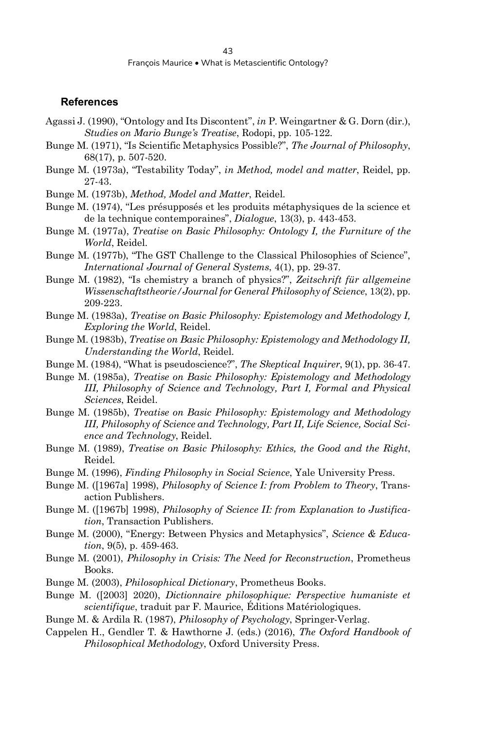## References

Agassi J. (1990), "Ontology and Its Discontent", *in* P. Weingartner & G. Dorn (dir.), *Studies on Mario Bunge's Treatise*, Rodopi, pp. 105-122.

Bunge M. (1971), "Is Scientific Metaphysics Possible?", *The Journal of Philosophy*, 68(17), p. 507-520.

Bunge M. (1973a), "Testability Today", *in Method, model and matter*, Reidel, pp. 27-43.

Bunge M. (1973b), *Method, Model and Matter*, Reidel.

Bunge M. (1974), "Les présupposés et les produits métaphysiques de la science et de la technique contemporaines", *Dialogue*, 13(3), p. 443-453.

Bunge M. (1977a), *Treatise on Basic Philosophy: Ontology I, the Furniture of the World*, Reidel.

Bunge M. (1977b), "The GST Challenge to the Classical Philosophies of Science", *International Journal of General Systems*, 4(1), pp. 29-37.

Bunge M. (1982), "Is chemistry a branch of physics?", *Zeitschrift für allgemeine Wissenschaftstheorie/Journal for General Philosophy of Science*, 13(2), pp. 209-223.

Bunge M. (1983a), *Treatise on Basic Philosophy: Epistemology and Methodology I, Exploring the World*, Reidel.

Bunge M. (1983b), *Treatise on Basic Philosophy: Epistemology and Methodology II, Understanding the World*, Reidel.

Bunge M. (1984), "What is pseudoscience?", *The Skeptical Inquirer*, 9(1), pp. 36-47.

Bunge M. (1985a), *Treatise on Basic Philosophy: Epistemology and Methodology III, Philosophy of Science and Technology, Part I, Formal and Physical Sciences*, Reidel.

Bunge M. (1985b), *Treatise on Basic Philosophy: Epistemology and Methodology III, Philosophy of Science and Technology, Part II, Life Science, Social Science and Technology*, Reidel.

Bunge M. (1989), *Treatise on Basic Philosophy: Ethics, the Good and the Right*, Reidel.

Bunge M. (1996), *Finding Philosophy in Social Science*, Yale University Press.

Bunge M. ([1967a] 1998), *Philosophy of Science I: from Problem to Theory*, Transaction Publishers.

Bunge M. ([1967b] 1998), *Philosophy of Science II: from Explanation to Justification*, Transaction Publishers.

Bunge M. (2000), "Energy: Between Physics and Metaphysics", *Science & Education*, 9(5), p. 459-463.

Bunge M. (2001), *Philosophy in Crisis: The Need for Reconstruction*, Prometheus Books.

Bunge M. (2003), *Philosophical Dictionary*, Prometheus Books.

Bunge M. ([2003] 2020), *Dictionnaire philosophique: Perspective humaniste et scientifique*, traduit par F. Maurice, Éditions Matériologiques.

Bunge M. & Ardila R. (1987), *Philosophy of Psychology*, Springer-Verlag.

Cappelen H., Gendler T. & Hawthorne J. (eds.) (2016), *The Oxford Handbook of Philosophical Methodology*, Oxford University Press.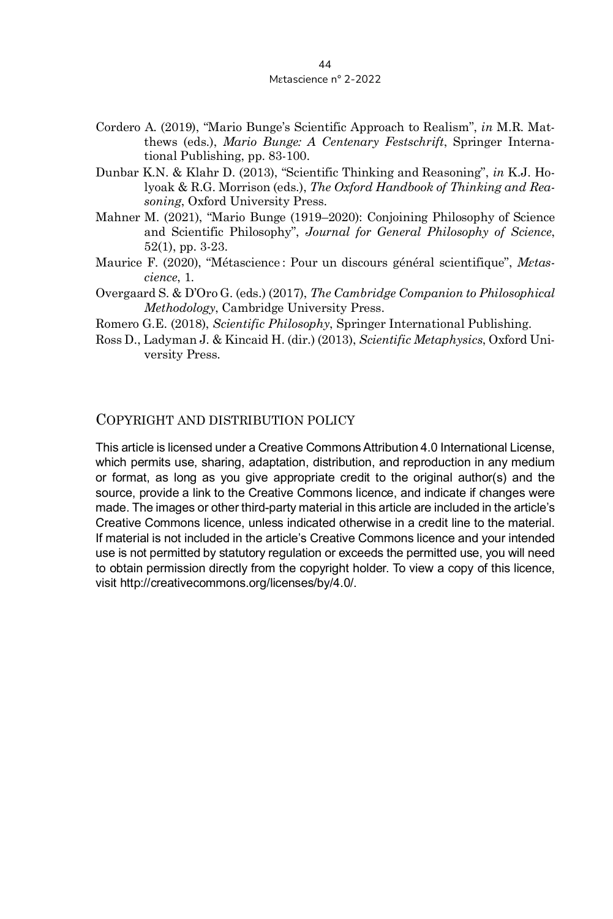Cordero A. (2019), "Mario Bunge's Scientific Approach to Realism", *in* M.R. Matthews (eds.), *Mario Bunge: A Centenary Festschrift*, Springer International Publishing, pp. 83-100.

Dunbar K.N. & Klahr D. (2013), "Scientific Thinking and Reasoning", *in* K.J. Holyoak & R.G. Morrison (eds.), *The Oxford Handbook of Thinking and Reasoning*, Oxford University Press.

Mahner M. (2021), "Mario Bunge (1919–2020): Conjoining Philosophy of Science and Scientific Philosophy", *Journal for General Philosophy of Science*, 52(1), pp. 3-23.

Maurice F. (2020), "Métascience : Pour un discours général scientifique", *Mεtascience*, 1.

Overgaard S. & D'Oro G. (eds.) (2017), *The Cambridge Companion to Philosophical Methodology*, Cambridge University Press.

Romero G.E. (2018), *Scientific Philosophy*, Springer International Publishing.

Ross D., Ladyman J. & Kincaid H. (dir.) (2013), *Scientific Metaphysics*, Oxford University Press.

## COPYRIGHT AND DISTRIBUTION POLICY

This article is licensed under a Creative Commons Attribution 4.0 International License, which permits use, sharing, adaptation, distribution, and reproduction in any medium or format, as long as you give appropriate credit to the original author(s) and the source, provide a link to the Creative Commons licence, and indicate if changes were made. The images or other third-party material in this article are included in the article's Creative Commons licence, unless indicated otherwise in a credit line to the material. If material is not included in the article's Creative Commons licence and your intended use is not permitted by statutory regulation or exceeds the permitted use, you will need to obtain permission directly from the copyright holder. To view a copy of this licence, visit http://creativecommons.org/licenses/by/4.0/.